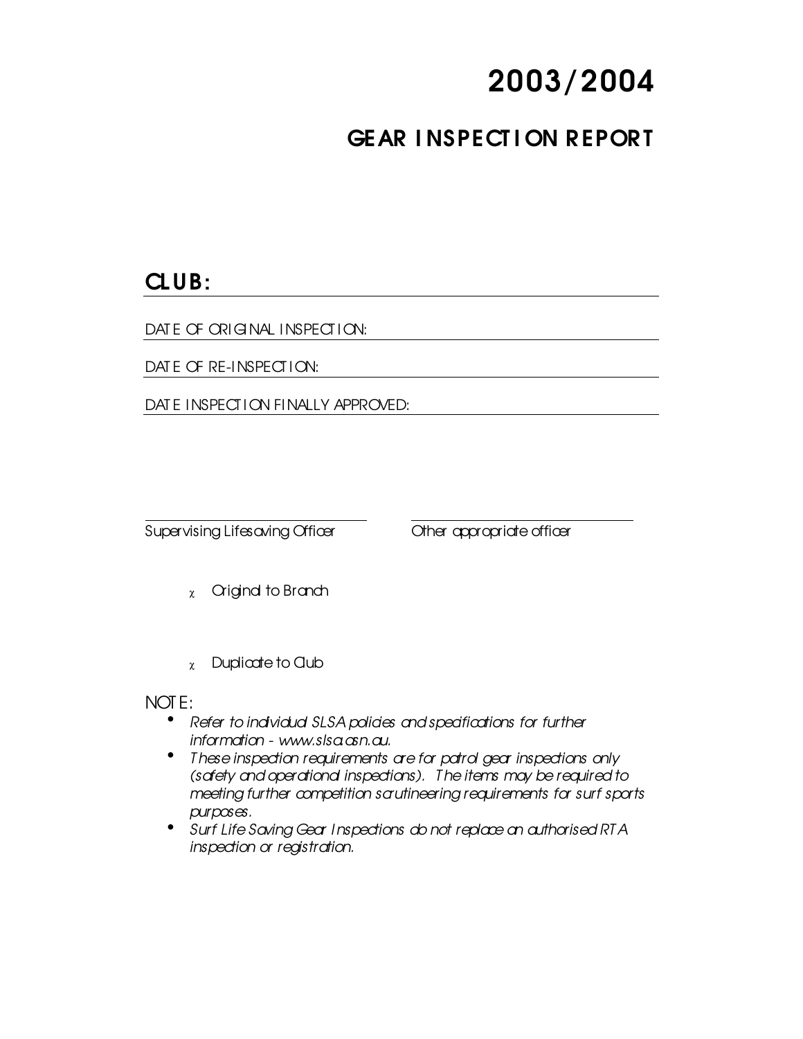# 2003/2004

## GEAR INSPECTION REPORT

**CLUB:**

DATE OF ORIGINAL INSPECTION:

DATE OF RE-INSPECTION:

DATE INSPECTION FINALLY APPROVED:

Supervising Lifesaving Officer

Other appropriate officer

- Original to Branch

- Duplicate to Club

NOTE:

- *Refer to individual SLSA policies and specifications for further information - www.slsa.asn.au.*
- *These inspection requirements are for patrol gear inspections only (safety and operational inspections). The items may be required to meeting further competition scrutineering requirements for surf sports purposes.*
- *Surf Life Saving Gear Inspections do not replace an authorised RTA inspection or registration.*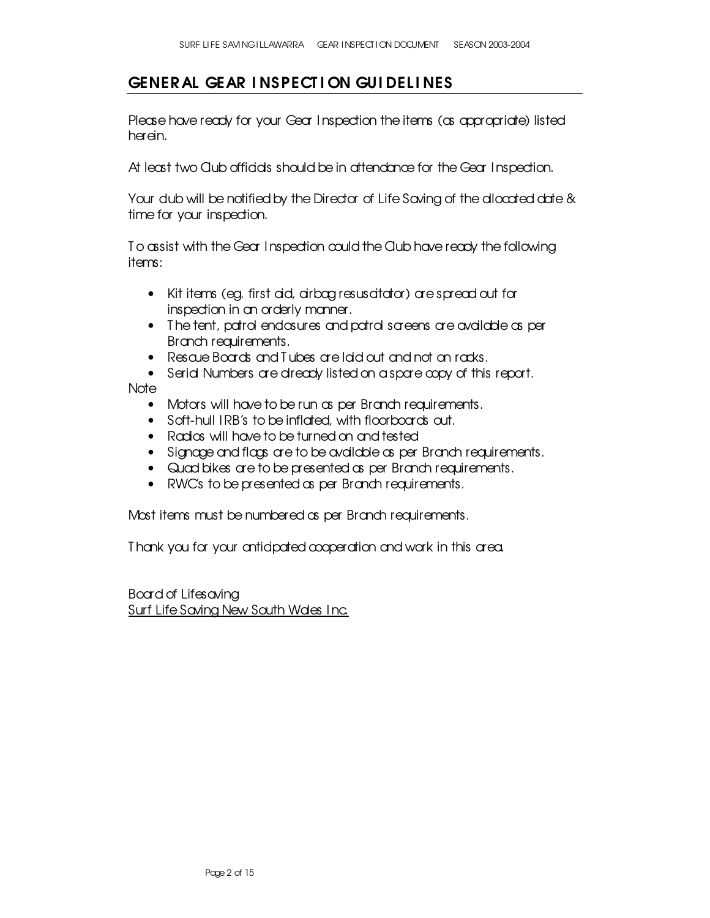## GENERAL GEAR INSPECTION GUIDELINES

Please have ready for your Gear Inspection the items (as appropriate) listed herein.

At least two Club officials should be in attendance for the Gear Inspection.

Your club will be notified by the Director of Life Saving of the allocated date & time for your inspection.

To assist with the Gear Inspection could the Club have ready the following items:

- Kit items (eg. first aid, airbag resuscitator) are spread out for inspection in an orderly manner.
- The tent, patrol enclosures and patrol screens are available as per Branch requirements.
- Rescue Boards and Tubes are laid out and not on racks.
- Serial Numbers are already listed on a spare copy of this report.

Note

- Motors will have to be run as per Branch requirements.
- Soft-hull IRB's to be inflated, with floorboards out.
- Radios will have to be turned on and tested
- Signage and flags are to be available as per Branch requirements.
- Quad bikes are to be presented as per Branch requirements.
- RWC's to be presented as per Branch requirements.

Most items must be numbered as per Branch requirements.

Thank you for your anticipated cooperation and work in this area.

Board of Lifesaving
Surf Life Saving New South Wales Inc.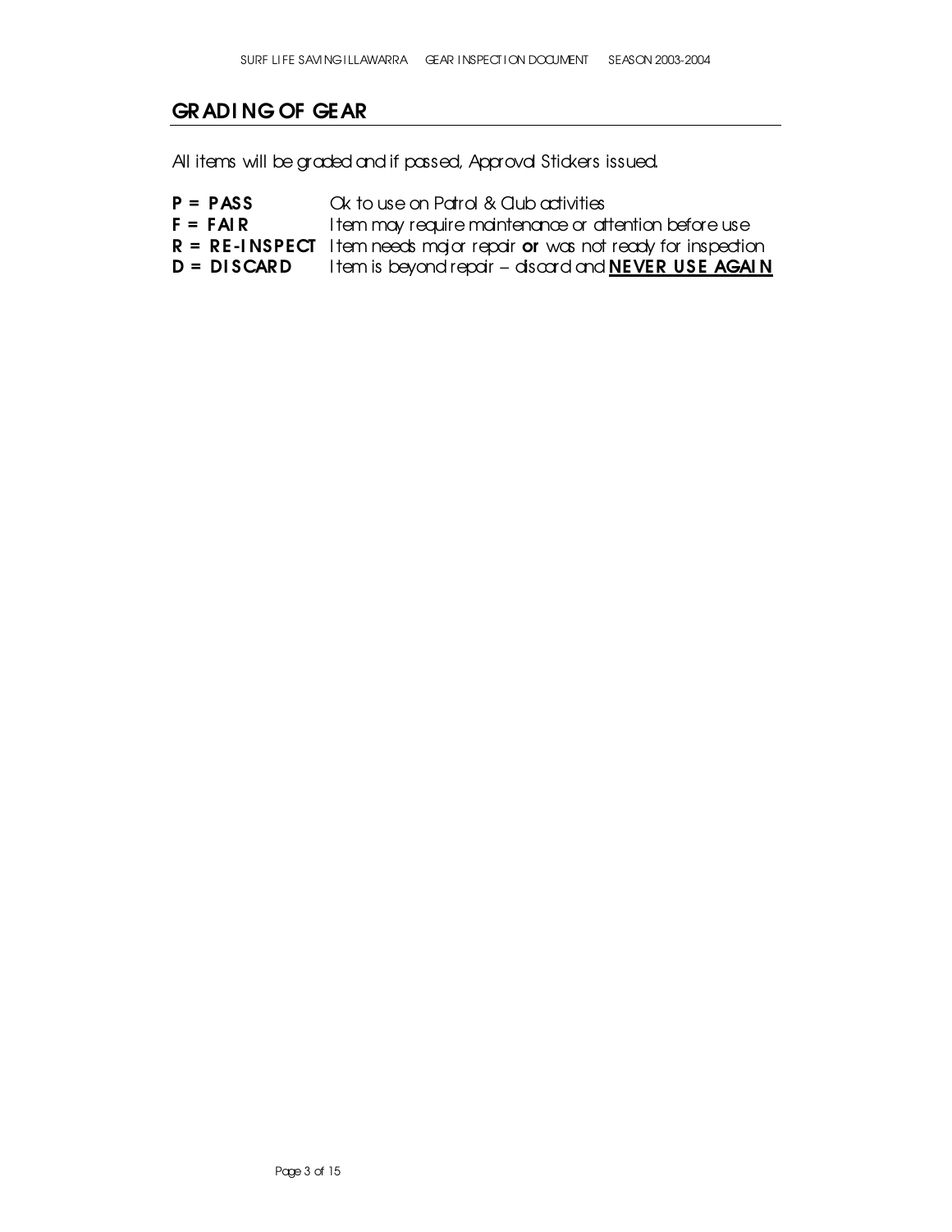## GRADING OF GEAR

All items will be graded and if passed, Approval Stickers issued.

**P = PASS** Ok to use on Patrol & Club activities
**F = FAIR** Item may require maintenance or attention before use
**R = RE-INSPECT** Item needs major repair **or** was not ready for inspection
**D = DISCARD** Item is beyond repair – discard and **NEVER USE AGAIN**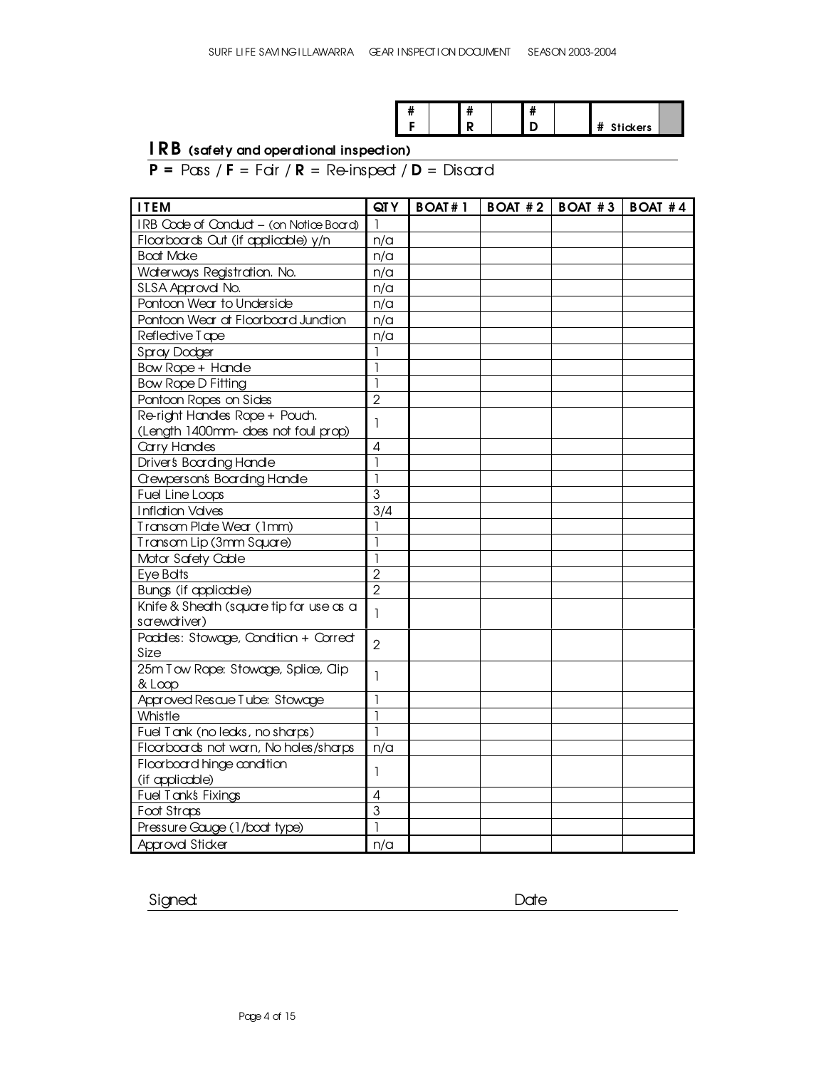| # F | | # R | | # D | | # Stickers | |
|---|---|---|---|---|---|---|---|

## IRB (safety and operational inspection)

**P =** Pass / **F** = Fair / **R** = Re-inspect / **D** = Discard

| ITEM | QTY | BOAT # 1 | BOAT # 2 | BOAT # 3 | BOAT # 4 |
|---|---|---|---|---|---|
| IRB Code of Conduct – (on Notice Board) | 1 | | | | |
| Floorboards Out (if applicable) y/n | n/a | | | | |
| Boat Make | n/a | | | | |
| Waterways Registration. No. | n/a | | | | |
| SLSA Approval No. | n/a | | | | |
| Pontoon Wear to Underside | n/a | | | | |
| Pontoon Wear at Floorboard Junction | n/a | | | | |
| Reflective Tape | n/a | | | | |
| Spray Dodger | 1 | | | | |
| Bow Rope + Handle | 1 | | | | |
| Bow Rope D Fitting | 1 | | | | |
| Pontoon Ropes on Sides | 2 | | | | |
| Re-right Handles Rope + Pouch. (Length 1400mm- does not foul prop) | 1 | | | | |
| Carry Handles | 4 | | | | |
| Driver's Boarding Handle | 1 | | | | |
| Crewperson's Boarding Handle | 1 | | | | |
| Fuel Line Loops | 3 | | | | |
| Inflation Valves | 3/4 | | | | |
| Transom Plate Wear (1mm) | 1 | | | | |
| Transom Lip (3mm Square) | 1 | | | | |
| Motor Safety Cable | 1 | | | | |
| Eye Bolts | 2 | | | | |
| Bungs (if applicable) | 2 | | | | |
| Knife & Sheath (square tip for use as a screwdriver) | 1 | | | | |
| Paddles: Stowage, Condition + Correct Size | 2 | | | | |
| 25m Tow Rope: Stowage, Splice, Clip & Loop | 1 | | | | |
| Approved Rescue Tube: Stowage | 1 | | | | |
| Whistle | 1 | | | | |
| Fuel Tank (no leaks, no sharps) | 1 | | | | |
| Floorboards not worn, No holes/sharps | n/a | | | | |
| Floorboard hinge condition (if applicable) | 1 | | | | |
| Fuel Tank's Fixings | 4 | | | | |
| Foot Straps | 3 | | | | |
| Pressure Gauge (1/boat type) | 1 | | | | |
| Approval Sticker | n/a | | | | |

Signed: Date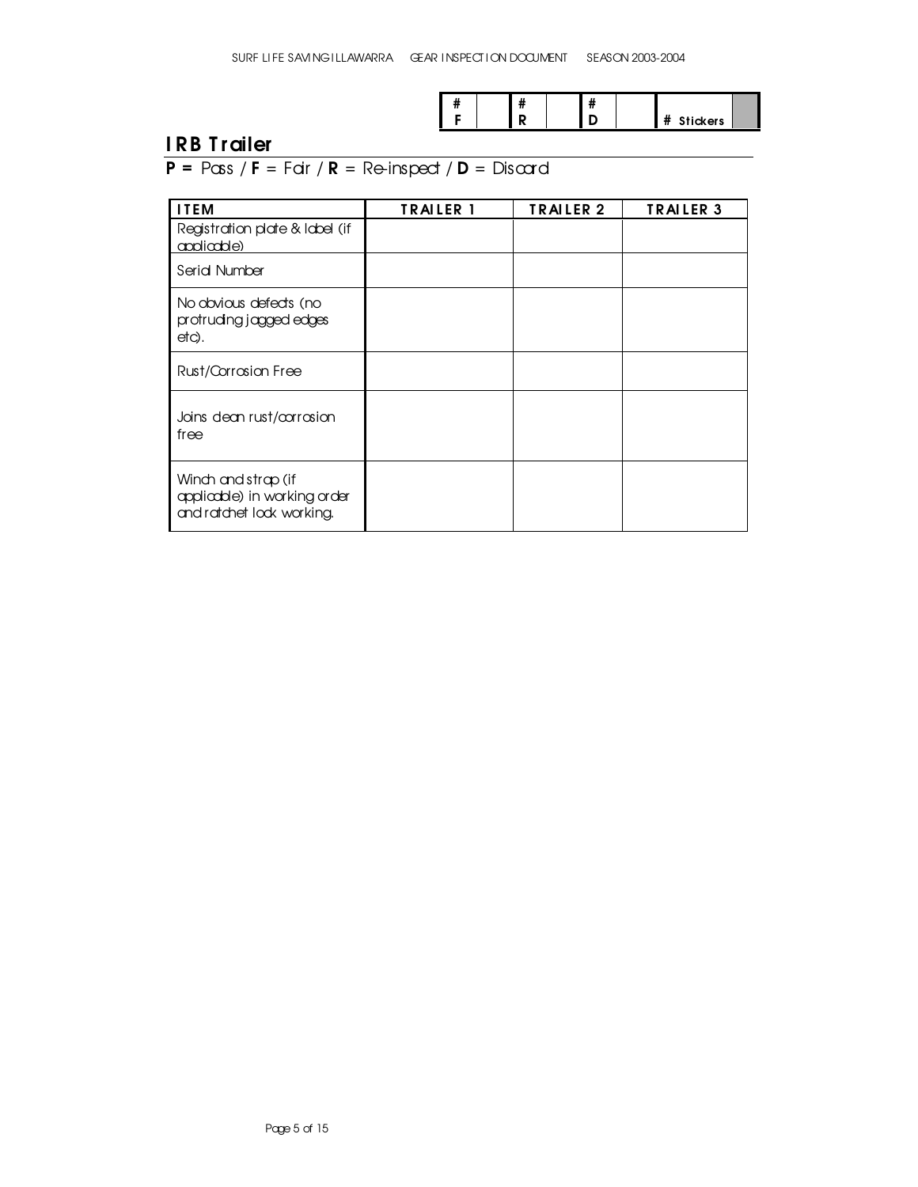| # F | | # R | | # D | | # Stickers | |
|---|---|---|---|---|---|---|---|

## IRB Trailer

**P =** Pass / **F** = Fair / **R** = Re-inspect / **D** = Discard

| ITEM | TRAILER 1 | TRAILER 2 | TRAILER 3 |
|---|---|---|---|
| Registration plate & label (if applicable) | | | |
| Serial Number | | | |
| No obvious defects (no protruding jagged edges etc). | | | |
| Rust/Corrosion Free | | | |
| Joins clean rust/corrosion free | | | |
| Winch and strap (if applicable) in working order and ratchet lock working. | | | |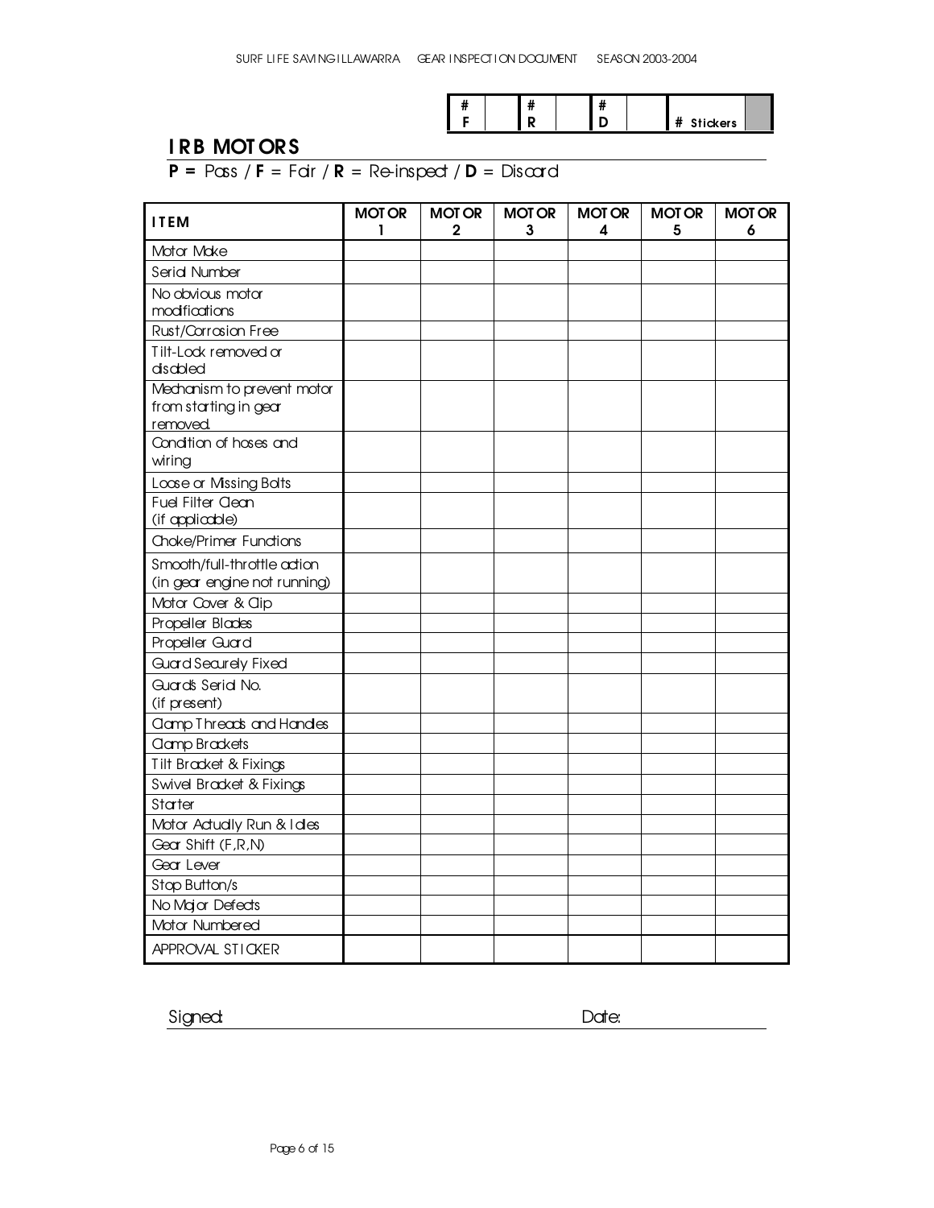| # F | | # R | | # D | | # Stickers | |
|---|---|---|---|---|---|---|---|

## IRB MOTORS

**P =** Pass / **F** = Fair / **R** = Re-inspect / **D** = Discard

| ITEM | MOTOR 1 | MOTOR 2 | MOTOR 3 | MOTOR 4 | MOTOR 5 | MOTOR 6 |
|---|---|---|---|---|---|---|
| Motor Make | | | | | | |
| Serial Number | | | | | | |
| No obvious motor modifications | | | | | | |
| Rust/Corrosion Free | | | | | | |
| Tilt-Lock removed or disabled | | | | | | |
| Mechanism to prevent motor from starting in gear removed. | | | | | | |
| Condition of hoses and wiring | | | | | | |
| Loose or Missing Bolts | | | | | | |
| Fuel Filter Clean (if applicable) | | | | | | |
| Choke/Primer Functions | | | | | | |
| Smooth/full-throttle action (in gear engine not running) | | | | | | |
| Motor Cover & Clip | | | | | | |
| Propeller Blades | | | | | | |
| Propeller Guard | | | | | | |
| Guard Securely Fixed | | | | | | |
| Guards Serial No. (if present) | | | | | | |
| Clamp Threads and Handles | | | | | | |
| Clamp Brackets | | | | | | |
| Tilt Bracket & Fixings | | | | | | |
| Swivel Bracket & Fixings | | | | | | |
| Starter | | | | | | |
| Motor Actually Run & Idles | | | | | | |
| Gear Shift (F,R,N) | | | | | | |
| Gear Lever | | | | | | |
| Stop Button/s | | | | | | |
| No Major Defects | | | | | | |
| Motor Numbered | | | | | | |
| APPROVAL STICKER | | | | | | |

Signed: Date: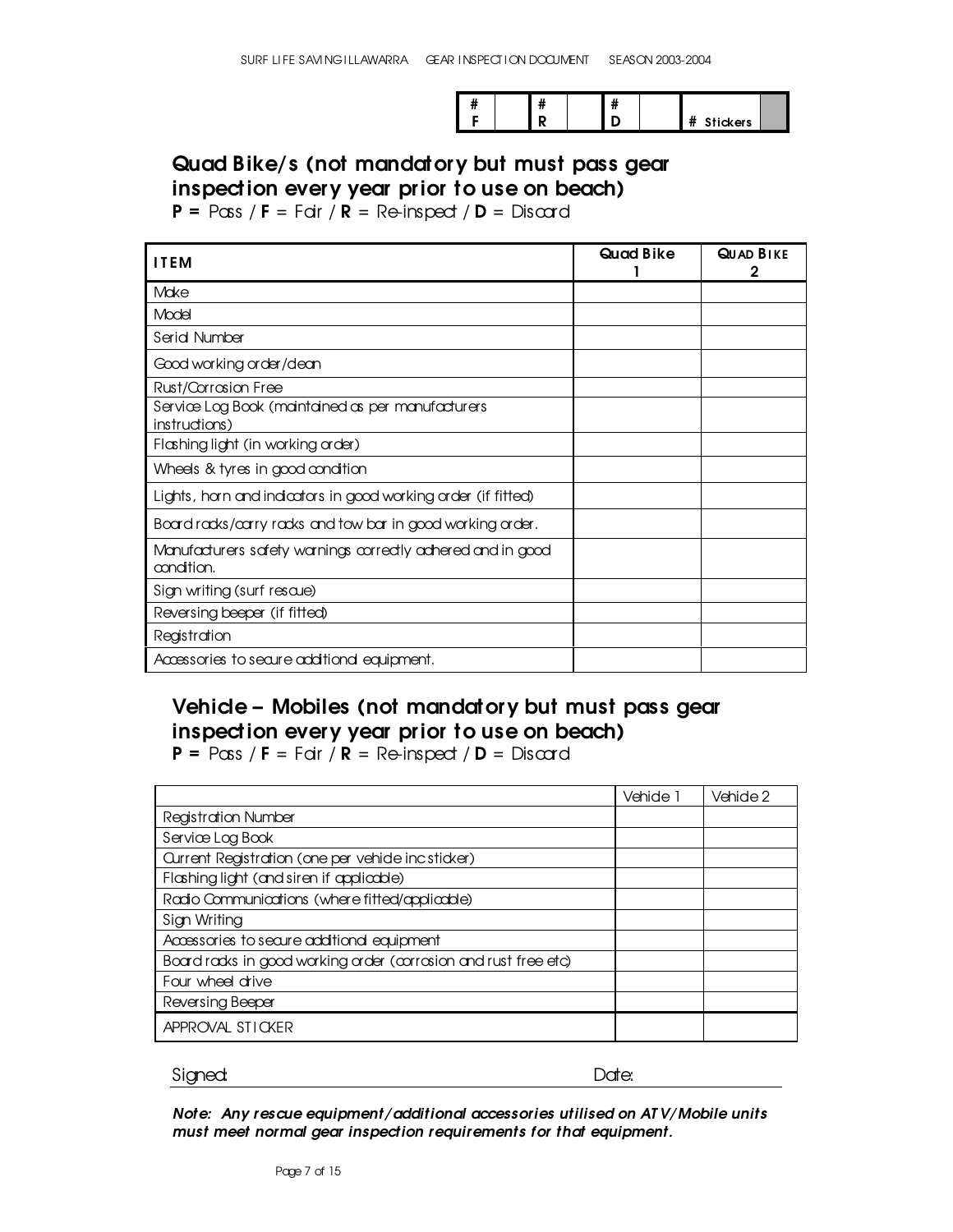| # F | | # R | | # D | | # Stickers | |
|---|---|---|---|---|---|---|---|

## Quad Bike/s (not mandatory but must pass gear inspection every year prior to use on beach)

**P =** Pass / **F** = Fair / **R** = Re-inspect / **D** = Discard

| ITEM | Quad Bike 1 | QUAD BIKE 2 |
|---|---|---|
| Make | | |
| Model | | |
| Serial Number | | |
| Good working order/clean | | |
| Rust/Corrosion Free | | |
| Service Log Book (maintained as per manufacturers instructions) | | |
| Flashing light (in working order) | | |
| Wheels & tyres in good condition | | |
| Lights, horn and indicators in good working order (if fitted) | | |
| Board racks/carry racks and tow bar in good working order. | | |
| Manufacturers safety warnings correctly adhered and in good condition. | | |
| Sign writing (surf rescue) | | |
| Reversing beeper (if fitted) | | |
| Registration | | |
| Accessories to secure additional equipment. | | |

## Vehicle – Mobiles (not mandatory but must pass gear inspection every year prior to use on beach)

**P =** Pass / **F** = Fair / **R** = Re-inspect / **D** = Discard

| | Vehicle 1 | Vehicle 2 |
|---|---|---|
| Registration Number | | |
| Service Log Book | | |
| Current Registration (one per vehicle inc sticker) | | |
| Flashing light (and siren if applicable) | | |
| Radio Communications (where fitted/applicable) | | |
| Sign Writing | | |
| Accessories to secure additional equipment | | |
| Board racks in good working order (corrosion and rust free etc) | | |
| Four wheel drive | | |
| Reversing Beeper | | |
| APPROVAL STICKER | | |

Signed: Date:

***Note: Any rescue equipment/additional accessories utilised on ATV/Mobile units must meet normal gear inspection requirements for that equipment.***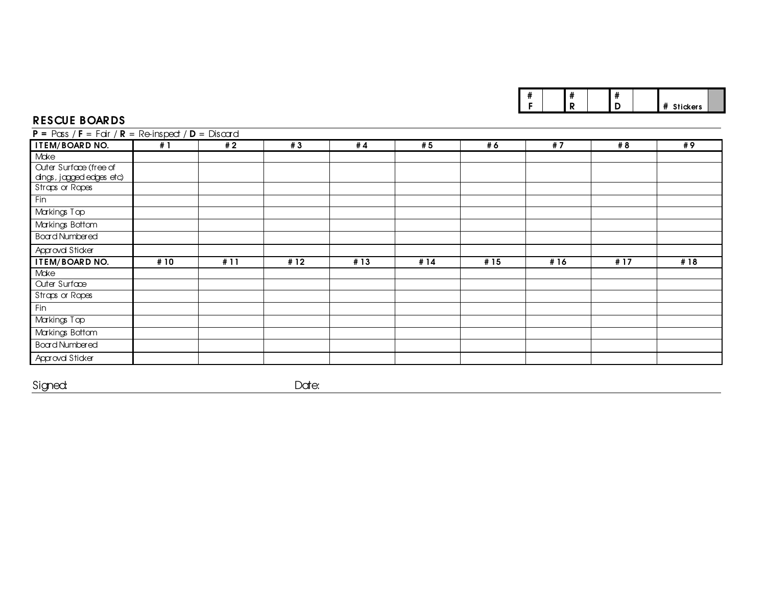| # F | | # R | | # D | | # Stickers | |
|---|---|---|---|---|---|---|---|

## RESCUE BOARDS

**P =** Pass / **F** = Fair / **R** = Re-inspect / **D** = Discard

| ITEM/BOARD NO. | # 1 | # 2 | # 3 | # 4 | # 5 | # 6 | # 7 | # 8 | # 9 |
|---|---|---|---|---|---|---|---|---|---|
| Make | | | | | | | | | |
| Outer Surface (free of dings, jagged edges etc) | | | | | | | | | |
| Straps or Ropes | | | | | | | | | |
| Fin | | | | | | | | | |
| Markings Top | | | | | | | | | |
| Markings Bottom | | | | | | | | | |
| Board Numbered | | | | | | | | | |
| Approval Sticker | | | | | | | | | |
| **ITEM/BOARD NO.** | **# 10** | **# 11** | **# 12** | **# 13** | **# 14** | **# 15** | **# 16** | **# 17** | **# 18** |
| Make | | | | | | | | | |
| Outer Surface | | | | | | | | | |
| Straps or Ropes | | | | | | | | | |
| Fin | | | | | | | | | |
| Markings Top | | | | | | | | | |
| Markings Bottom | | | | | | | | | |
| Board Numbered | | | | | | | | | |
| Approval Sticker | | | | | | | | | |

Signed: Date: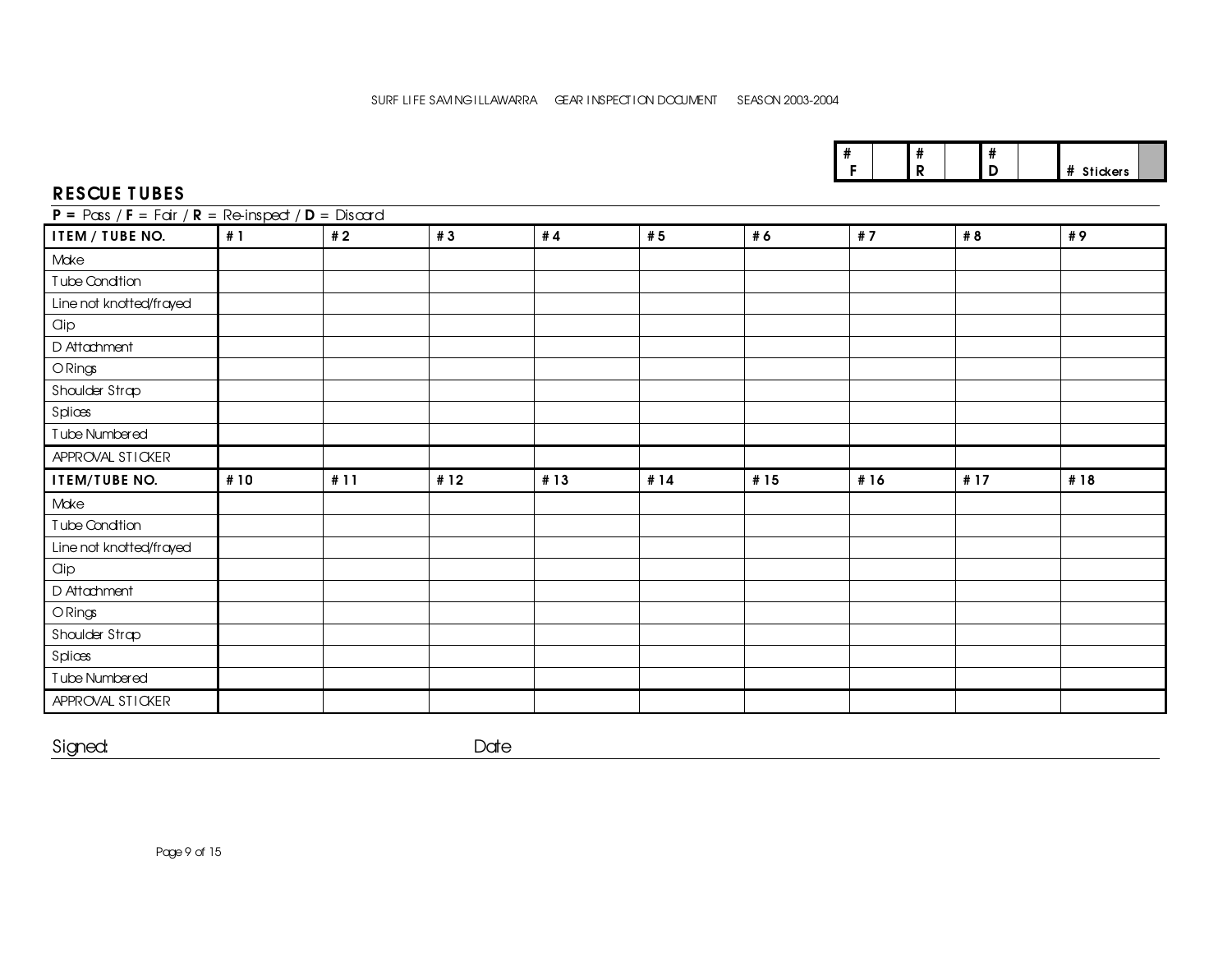SURF LIFE SAVING ILLAWARRA GEAR INSPECTION DOCUMENT SEASON 2003-2004

| # F | | # R | | # D | | # Stickers | |
|---|---|---|---|---|---|---|---|

## RESCUE TUBES

**P =** Pass / **F** = Fair / **R** = Re-inspect / **D** = Discard

| ITEM / TUBE NO. | # 1 | # 2 | # 3 | # 4 | # 5 | # 6 | # 7 | # 8 | # 9 |
|---|---|---|---|---|---|---|---|---|---|
| Make | | | | | | | | | |
| Tube Condition | | | | | | | | | |
| Line not knotted/frayed | | | | | | | | | |
| Clip | | | | | | | | | |
| D Attachment | | | | | | | | | |
| O Rings | | | | | | | | | |
| Shoulder Strap | | | | | | | | | |
| Splices | | | | | | | | | |
| Tube Numbered | | | | | | | | | |
| APPROVAL STICKER | | | | | | | | | |
| **ITEM/TUBE NO.** | **# 10** | **# 11** | **# 12** | **# 13** | **# 14** | **# 15** | **# 16** | **# 17** | **# 18** |
| Make | | | | | | | | | |
| Tube Condition | | | | | | | | | |
| Line not knotted/frayed | | | | | | | | | |
| Clip | | | | | | | | | |
| D Attachment | | | | | | | | | |
| O Rings | | | | | | | | | |
| Shoulder Strap | | | | | | | | | |
| Splices | | | | | | | | | |
| Tube Numbered | | | | | | | | | |
| APPROVAL STICKER | | | | | | | | | |

Signed: Date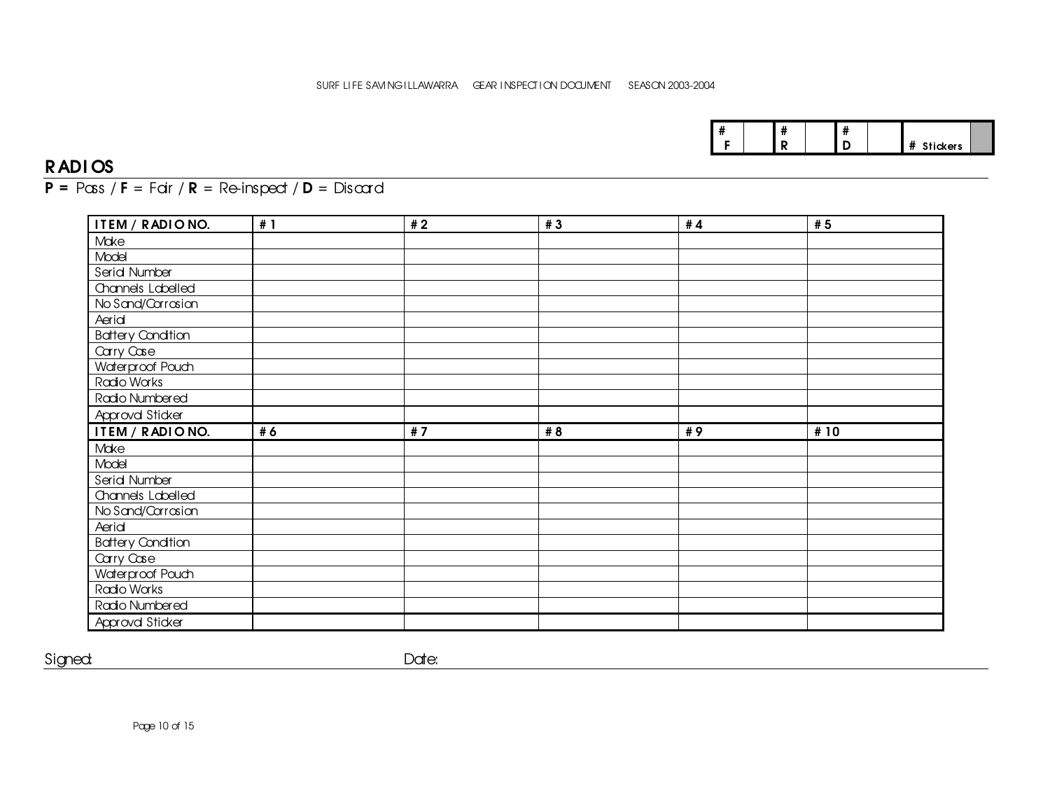| # F | | # R | | # D | | # Stickers | |
|---|---|---|---|---|---|---|---|

## RADIOS

**P =** Pass / **F** = Fair / **R** = Re-inspect / **D** = Discard

| ITEM / RADIO NO. | # 1 | # 2 | # 3 | # 4 | # 5 |
|---|---|---|---|---|---|
| Make | | | | | |
| Model | | | | | |
| Serial Number | | | | | |
| Channels Labelled | | | | | |
| No Sand/Corrosion | | | | | |
| Aerial | | | | | |
| Battery Condition | | | | | |
| Carry Case | | | | | |
| Waterproof Pouch | | | | | |
| Radio Works | | | | | |
| Radio Numbered | | | | | |
| Approval Sticker | | | | | |
| **ITEM / RADIO NO.** | **# 6** | **# 7** | **# 8** | **# 9** | **# 10** |
| Make | | | | | |
| Model | | | | | |
| Serial Number | | | | | |
| Channels Labelled | | | | | |
| No Sand/Corrosion | | | | | |
| Aerial | | | | | |
| Battery Condition | | | | | |
| Carry Case | | | | | |
| Waterproof Pouch | | | | | |
| Radio Works | | | | | |
| Radio Numbered | | | | | |
| Approval Sticker | | | | | |

Signed: Date: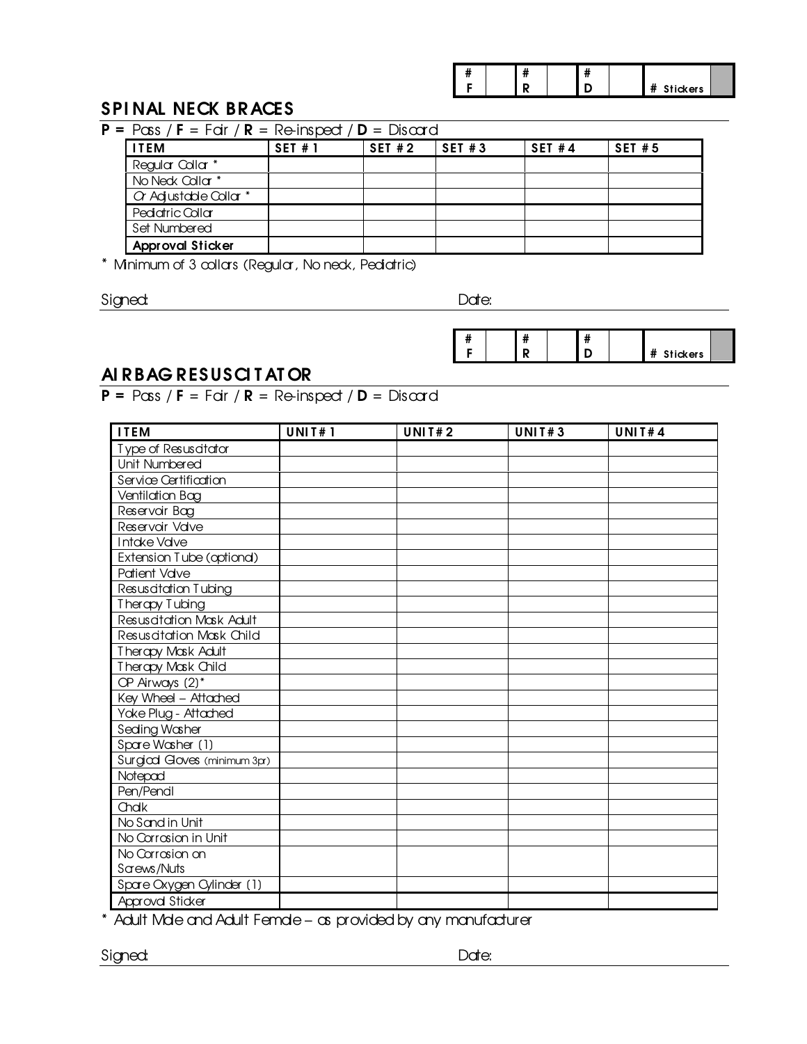| # F | | # R | | # D | | # Stickers | |
|---|---|---|---|---|---|---|---|

## SPINAL NECK BRACES

**P =** Pass / **F** = Fair / **R** = Re-inspect / **D** = Discard

| ITEM | SET # 1 | SET # 2 | SET # 3 | SET # 4 | SET # 5 |
|---|---|---|---|---|---|
| Regular Collar * | | | | | |
| No Neck Collar * | | | | | |
| Or Adjustable Collar * | | | | | |
| Pediatric Collar | | | | | |
| Set Numbered | | | | | |
| **Approval Sticker** | | | | | |

\* Minimum of 3 collars (Regular, No neck, Pediatric)

Signed: Date:

| # F | | # R | | # D | | # Stickers | |
|---|---|---|---|---|---|---|---|

## AIRBAG RESUSCITATOR

**P =** Pass / **F** = Fair / **R** = Re-inspect / **D** = Discard

| ITEM | UNIT # 1 | UNIT # 2 | UNIT # 3 | UNIT # 4 |
|---|---|---|---|---|
| Type of Resuscitator | | | | |
| Unit Numbered | | | | |
| Service Certification | | | | |
| Ventilation Bag | | | | |
| Reservoir Bag | | | | |
| Reservoir Valve | | | | |
| Intake Valve | | | | |
| Extension Tube (optional) | | | | |
| Patient Valve | | | | |
| Resuscitation Tubing | | | | |
| Therapy Tubing | | | | |
| Resuscitation Mask Adult | | | | |
| Resuscitation Mask Child | | | | |
| Therapy Mask Adult | | | | |
| Therapy Mask Child | | | | |
| OP Airways (2)* | | | | |
| Key Wheel – Attached | | | | |
| Yoke Plug - Attached | | | | |
| Sealing Washer | | | | |
| Spare Washer (1) | | | | |
| Surgical Gloves (minimum 3pr) | | | | |
| Notepad | | | | |
| Pen/Pencil | | | | |
| Chalk | | | | |
| No Sand in Unit | | | | |
| No Corrosion in Unit | | | | |
| No Corrosion on Screws/Nuts | | | | |
| Spare Oxygen Cylinder (1) | | | | |
| Approval Sticker | | | | |

\* Adult Male and Adult Female – as provided by any manufacturer

Signed: Date: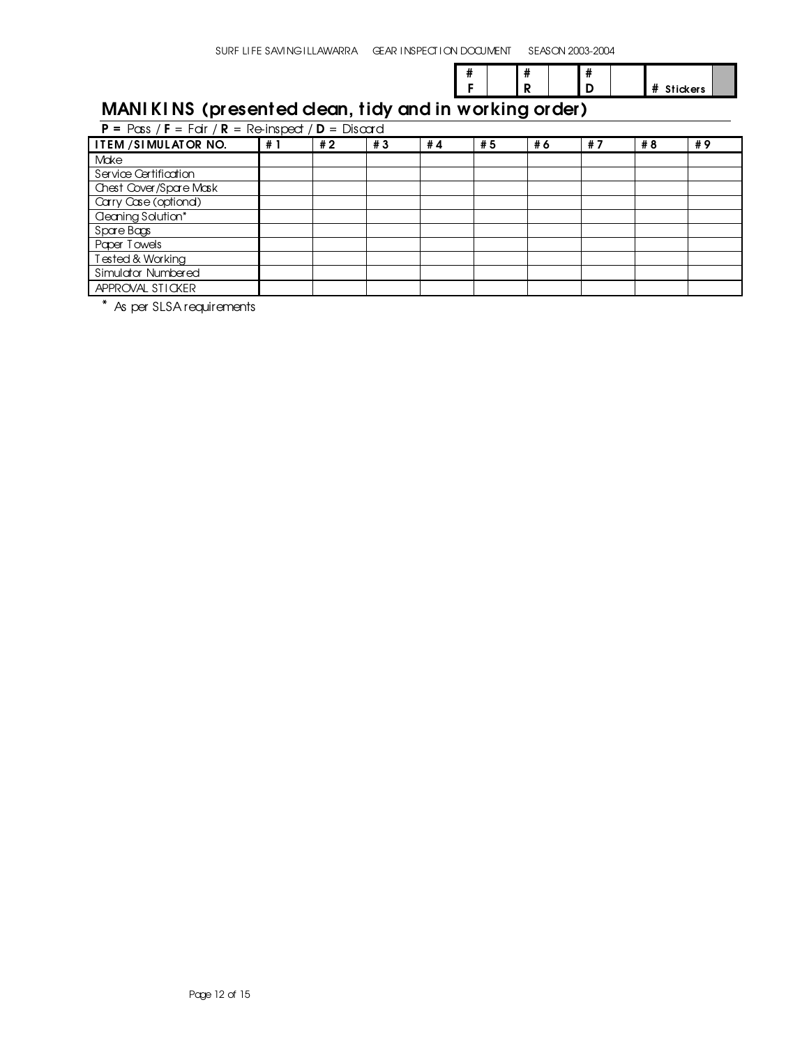| # F | | # R | | # D | | # Stickers | |
|---|---|---|---|---|---|---|---|

## MANIKINS (presented clean, tidy and in working order)

**P =** Pass / **F** = Fair / **R** = Re-inspect / **D** = Discard

| ITEM /SIMULATOR NO. | # 1 | # 2 | # 3 | # 4 | # 5 | # 6 | # 7 | # 8 | # 9 |
|---|---|---|---|---|---|---|---|---|---|
| Make | | | | | | | | | |
| Service Certification | | | | | | | | | |
| Chest Cover/Spare Mask | | | | | | | | | |
| Carry Case (optional) | | | | | | | | | |
| Cleaning Solution* | | | | | | | | | |
| Spare Bags | | | | | | | | | |
| Paper Towels | | | | | | | | | |
| Tested & Working | | | | | | | | | |
| Simulator Numbered | | | | | | | | | |
| APPROVAL STICKER | | | | | | | | | |

* As per SLSA requirements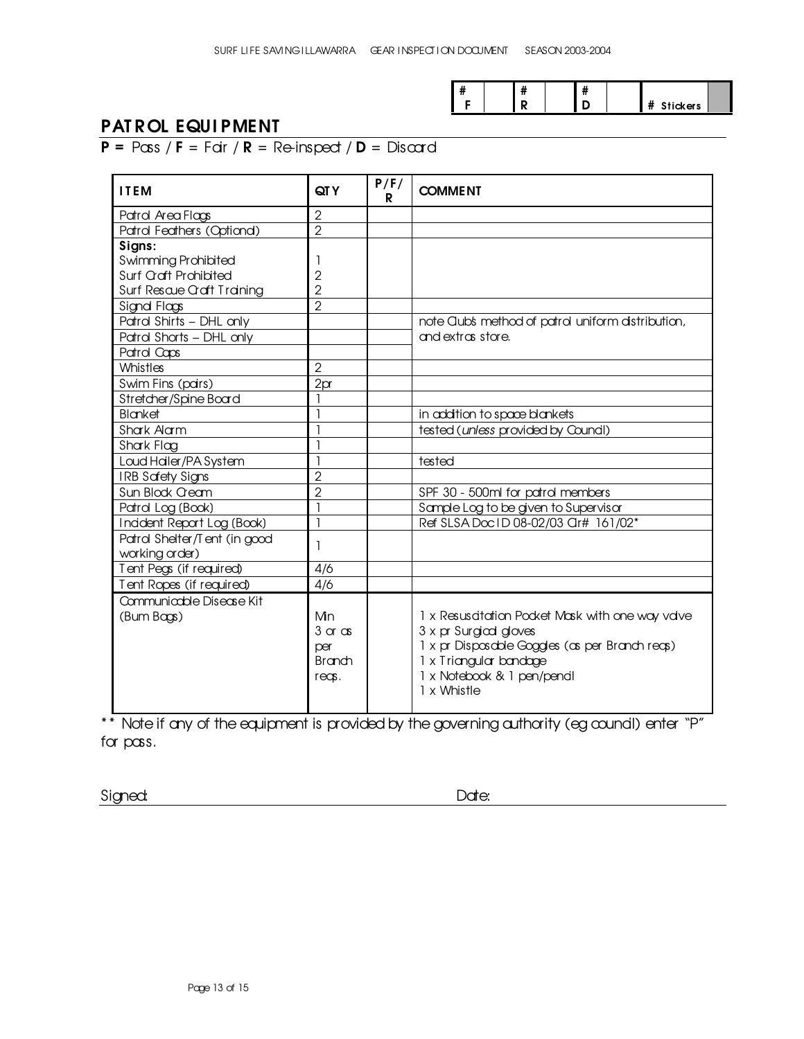| # F | | # R | | # D | | # Stickers | |
|---|---|---|---|---|---|---|---|

## PATROL EQUIPMENT

**P =** Pass / **F** = Fair / **R** = Re-inspect / **D** = Discard

| ITEM | QTY | P/F/R | COMMENT |
|---|---|---|---|
| Patrol Area Flags | 2 | | |
| Patrol Feathers (Optional) | 2 | | |
| **Signs:**<br>Swimming Prohibited<br>Surf Craft Prohibited<br>Surf Rescue Craft Training | <br>1<br>2<br>2 | | |
| Signal Flags | 2 | | |
| Patrol Shirts – DHL only | | | note Club's method of patrol uniform distribution, and extras store. |
| Patrol Shorts – DHL only | | | |
| Patrol Caps | | | |
| Whistles | 2 | | |
| Swim Fins (pairs) | 2pr | | |
| Stretcher/Spine Board | 1 | | |
| Blanket | 1 | | in addition to space blankets |
| Shark Alarm | 1 | | tested (*unless* provided by Council) |
| Shark Flag | 1 | | |
| Loud Hailer/PA System | 1 | | tested |
| IRB Safety Signs | 2 | | |
| Sun Block Cream | 2 | | SPF 30 - 500ml for patrol members |
| Patrol Log (Book) | 1 | | Sample Log to be given to Supervisor |
| Incident Report Log (Book) | 1 | | Ref SLSA Doc ID 08-02/03 Cir# 161/02* |
| Patrol Shelter/Tent (in good working order) | 1 | | |
| Tent Pegs (if required) | 4/6 | | |
| Tent Ropes (if required) | 4/6 | | |
| Communicable Disease Kit (Bum Bags) | Min 3 or as per Branch reqs. | | 1 x Resuscitation Pocket Mask with one way valve<br>3 x pr Surgical gloves<br>1 x pr Disposable Goggles (as per Branch reqs)<br>1 x Triangular bandage<br>1 x Notebook & 1 pen/pencil<br>1 x Whistle |

** Note if any of the equipment is provided by the governing authority (eg council) enter "P" for pass.

Signed: Date: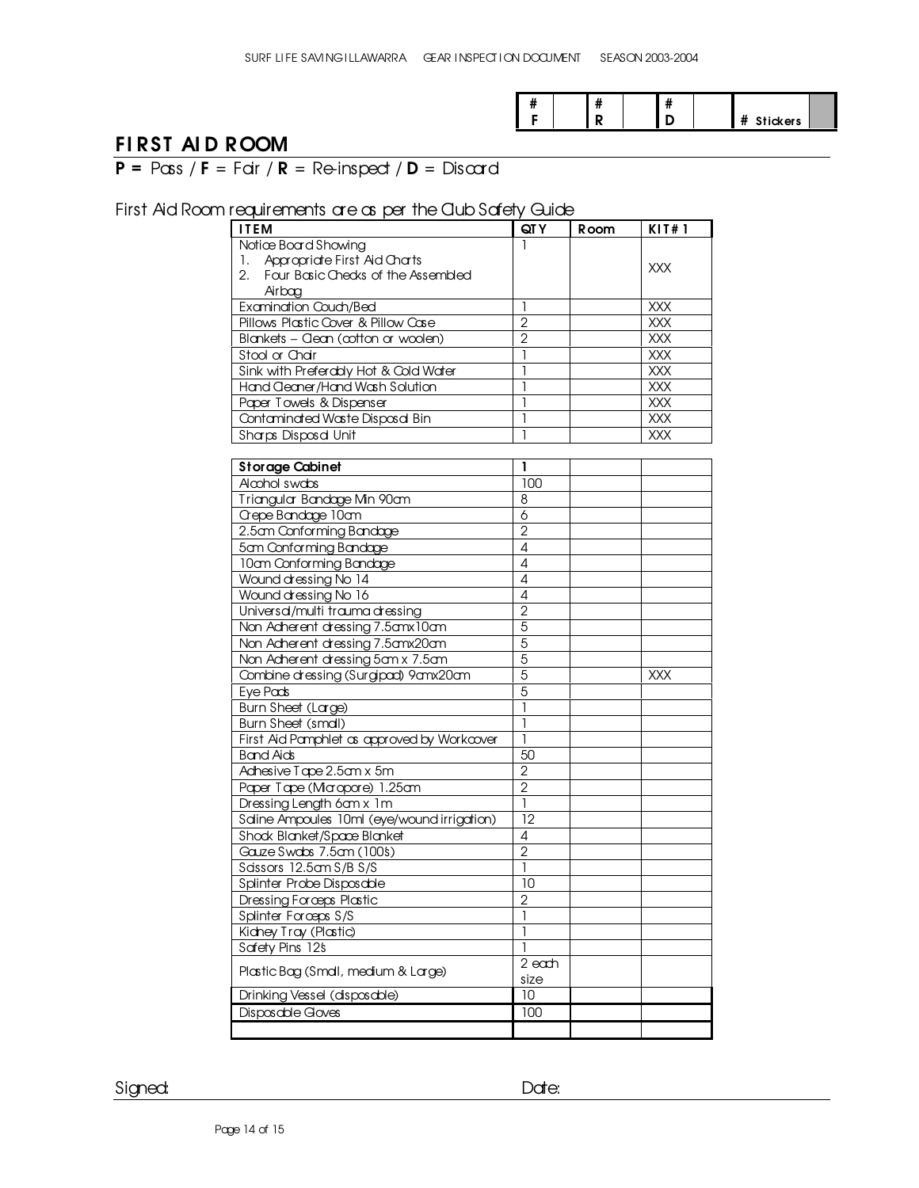| # F | | # R | | # D | | # Stickers | |
|---|---|---|---|---|---|---|---|

## FIRST AID ROOM

**P =** Pass / **F** = Fair / **R** = Re-inspect / **D** = Discard

First Aid Room requirements are as per the Club Safety Guide

| ITEM | QTY | Room | KIT#1 |
|---|---|---|---|
| Notice Board Showing<br>1. Appropriate First Aid Charts<br>2. Four Basic Checks of the Assembled Airbag | 1 | | XXX |
| Examination Couch/Bed | 1 | | XXX |
| Pillows Plastic Cover & Pillow Case | 2 | | XXX |
| Blankets – Clean (cotton or woolen) | 2 | | XXX |
| Stool or Chair | 1 | | XXX |
| Sink with Preferably Hot & Cold Water | 1 | | XXX |
| Hand Cleaner/Hand Wash Solution | 1 | | XXX |
| Paper Towels & Dispenser | 1 | | XXX |
| Contaminated Waste Disposal Bin | 1 | | XXX |
| Sharps Disposal Unit | 1 | | XXX |

| **Storage Cabinet** | **1** | | |
|---|---|---|---|
| Alcohol swabs | 100 | | |
| Triangular Bandage Min 90cm | 8 | | |
| Crepe Bandage 10cm | 6 | | |
| 2.5cm Conforming Bandage | 2 | | |
| 5cm Conforming Bandage | 4 | | |
| 10cm Conforming Bandage | 4 | | |
| Wound dressing No 14 | 4 | | |
| Wound dressing No 16 | 4 | | |
| Universal/multi trauma dressing | 2 | | |
| Non Adherent dressing 7.5cmx10cm | 5 | | |
| Non Adherent dressing 7.5cmx20cm | 5 | | |
| Non Adherent dressing 5cm x 7.5cm | 5 | | |
| Combine dressing (Surgipad) 9cmx20cm | 5 | | XXX |
| Eye Pads | 5 | | |
| Burn Sheet (Large) | 1 | | |
| Burn Sheet (small) | 1 | | |
| First Aid Pamphlet as approved by Workcover | 1 | | |
| Band Aids | 50 | | |
| Adhesive Tape 2.5cm x 5m | 2 | | |
| Paper Tape (Micropore) 1.25cm | 2 | | |
| Dressing Length 6cm x 1m | 1 | | |
| Saline Ampoules 10ml (eye/wound irrigation) | 12 | | |
| Shock Blanket/Space Blanket | 4 | | |
| Gauze Swabs 7.5cm (100's) | 2 | | |
| Scissors 12.5cm S/B S/S | 1 | | |
| Splinter Probe Disposable | 10 | | |
| Dressing Forceps Plastic | 2 | | |
| Splinter Forceps S/S | 1 | | |
| Kidney Tray (Plastic) | 1 | | |
| Safety Pins 12's | 1 | | |
| Plastic Bag (Small, medium & Large) | 2 each size | | |
| Drinking Vessel (disposable) | 10 | | |
| Disposable Gloves | 100 | | |
| | | | |

Signed: Date: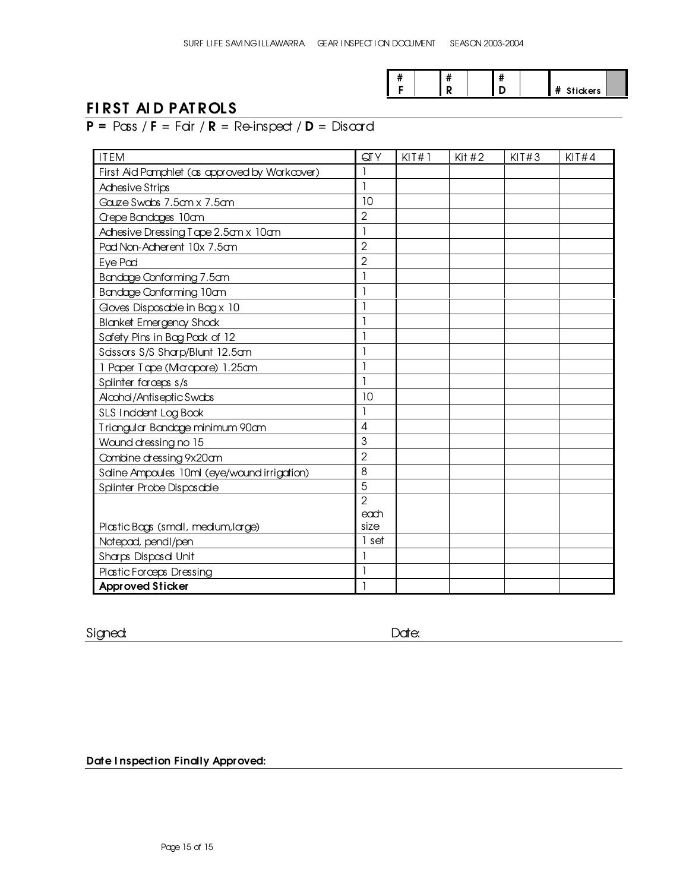| # F | | # R | | # D | | # Stickers | |
|---|---|---|---|---|---|---|---|

## FIRST AID PATROLS

**P =** Pass / **F** = Fair / **R** = Re-inspect / **D** = Discard

| ITEM | QTY | KIT#1 | Kit #2 | KIT#3 | KIT#4 |
|---|---|---|---|---|---|
| First Aid Pamphlet (as approved by Workcover) | 1 | | | | |
| Adhesive Strips | 1 | | | | |
| Gauze Swabs 7.5cm x 7.5cm | 10 | | | | |
| Crepe Bandages 10cm | 2 | | | | |
| Adhesive Dressing Tape 2.5cm x 10cm | 1 | | | | |
| Pad Non-Adherent 10x 7.5cm | 2 | | | | |
| Eye Pad | 2 | | | | |
| Bandage Conforming 7.5cm | 1 | | | | |
| Bandage Conforming 10cm | 1 | | | | |
| Gloves Disposable in Bag x 10 | 1 | | | | |
| Blanket Emergency Shock | 1 | | | | |
| Safety Pins in Bag Pack of 12 | 1 | | | | |
| Scissors S/S Sharp/Blunt 12.5cm | 1 | | | | |
| 1 Paper Tape (Micropore) 1.25cm | 1 | | | | |
| Splinter forceps s/s | 1 | | | | |
| Alcohol/Antiseptic Swabs | 10 | | | | |
| SLS Incident Log Book | 1 | | | | |
| Triangular Bandage minimum 90cm | 4 | | | | |
| Wound dressing no 15 | 3 | | | | |
| Combine dressing 9x20cm | 2 | | | | |
| Saline Ampoules 10ml (eye/wound irrigation) | 8 | | | | |
| Splinter Probe Disposable | 5 | | | | |
| Plastic Bags (small, medium,large) | 2 each size | | | | |
| Notepad, pencil/pen | 1 set | | | | |
| Sharps Disposal Unit | 1 | | | | |
| Plastic Forceps Dressing | 1 | | | | |
| **Approved Sticker** | 1 | | | | |

Signed: Date:

**Date Inspection Finally Approved:**